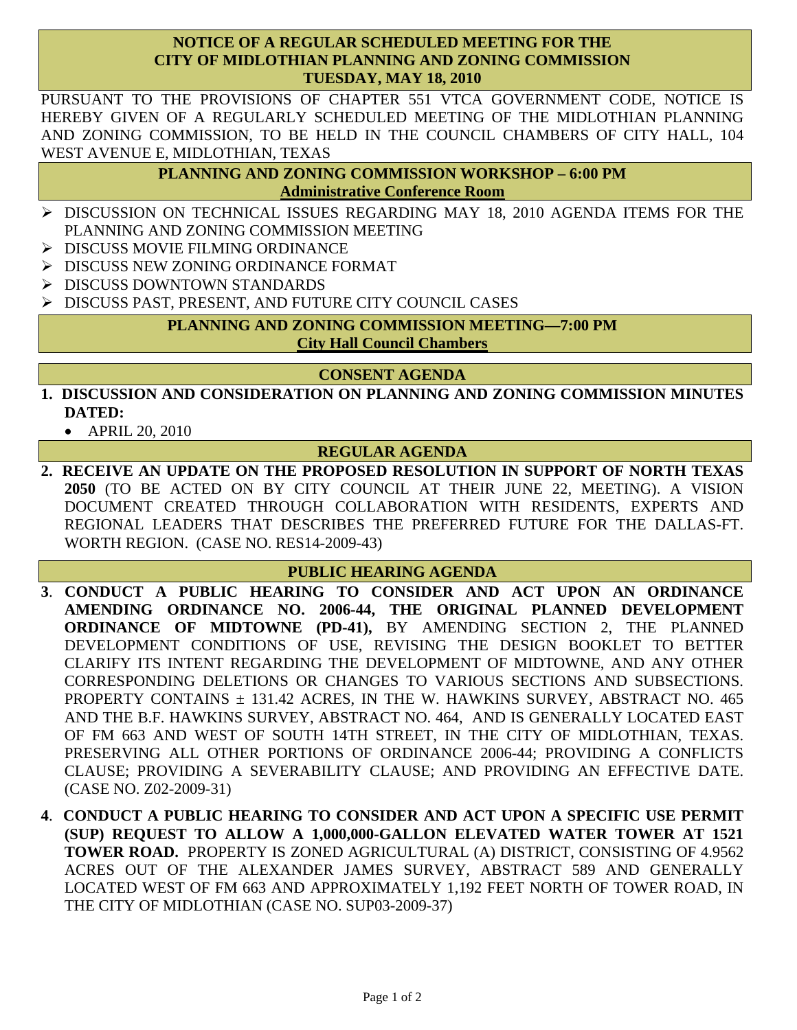# NOTICE OF A REGULAR SCHEDULED MEETING FOR THE CITY OF MIDLOTHIAN PLANNING AND ZONING COMMISSION TUESDAY, MAY 18, 2010

PURSUANT TO THE PROVISIONS OF CHAPTER 551 VTCA GOVERNMENT CODE, NOTICE IS HEREBY GIVEN OF A REGULARLY SCHEDULED MEETING OF THE MIDLOTHIAN PLANNING AND ZONING COMMISSION, TO BE HELD IN THE COUNCIL CHAMBERS OF CITY HALL, 104 WEST AVENUE E, MIDLOTHIAN, TEXAS

## PLANNING AND ZONING COMMISSION WORKSHOP – 6:00 PM
**Administrative Conference Room**

- DISCUSSION ON TECHNICAL ISSUES REGARDING MAY 18, 2010 AGENDA ITEMS FOR THE PLANNING AND ZONING COMMISSION MEETING
- DISCUSS MOVIE FILMING ORDINANCE
- DISCUSS NEW ZONING ORDINANCE FORMAT
- DISCUSS DOWNTOWN STANDARDS
- DISCUSS PAST, PRESENT, AND FUTURE CITY COUNCIL CASES

## PLANNING AND ZONING COMMISSION MEETING—7:00 PM
**City Hall Council Chambers**

## CONSENT AGENDA

1. **DISCUSSION AND CONSIDERATION ON PLANNING AND ZONING COMMISSION MINUTES DATED:**
   - APRIL 20, 2010

## REGULAR AGENDA

2. **RECEIVE AN UPDATE ON THE PROPOSED RESOLUTION IN SUPPORT OF NORTH TEXAS 2050** (TO BE ACTED ON BY CITY COUNCIL AT THEIR JUNE 22, MEETING). A VISION DOCUMENT CREATED THROUGH COLLABORATION WITH RESIDENTS, EXPERTS AND REGIONAL LEADERS THAT DESCRIBES THE PREFERRED FUTURE FOR THE DALLAS-FT. WORTH REGION. (CASE NO. RES14-2009-43)

## PUBLIC HEARING AGENDA

3. **CONDUCT A PUBLIC HEARING TO CONSIDER AND ACT UPON AN ORDINANCE AMENDING ORDINANCE NO. 2006-44, THE ORIGINAL PLANNED DEVELOPMENT ORDINANCE OF MIDTOWNE (PD-41),** BY AMENDING SECTION 2, THE PLANNED DEVELOPMENT CONDITIONS OF USE, REVISING THE DESIGN BOOKLET TO BETTER CLARIFY ITS INTENT REGARDING THE DEVELOPMENT OF MIDTOWNE, AND ANY OTHER CORRESPONDING DELETIONS OR CHANGES TO VARIOUS SECTIONS AND SUBSECTIONS. PROPERTY CONTAINS ± 131.42 ACRES, IN THE W. HAWKINS SURVEY, ABSTRACT NO. 465 AND THE B.F. HAWKINS SURVEY, ABSTRACT NO. 464, AND IS GENERALLY LOCATED EAST OF FM 663 AND WEST OF SOUTH 14TH STREET, IN THE CITY OF MIDLOTHIAN, TEXAS. PRESERVING ALL OTHER PORTIONS OF ORDINANCE 2006-44; PROVIDING A CONFLICTS CLAUSE; PROVIDING A SEVERABILITY CLAUSE; AND PROVIDING AN EFFECTIVE DATE. (CASE NO. Z02-2009-31)

4. **CONDUCT A PUBLIC HEARING TO CONSIDER AND ACT UPON A SPECIFIC USE PERMIT (SUP) REQUEST TO ALLOW A 1,000,000-GALLON ELEVATED WATER TOWER AT 1521 TOWER ROAD.** PROPERTY IS ZONED AGRICULTURAL (A) DISTRICT, CONSISTING OF 4.9562 ACRES OUT OF THE ALEXANDER JAMES SURVEY, ABSTRACT 589 AND GENERALLY LOCATED WEST OF FM 663 AND APPROXIMATELY 1,192 FEET NORTH OF TOWER ROAD, IN THE CITY OF MIDLOTHIAN (CASE NO. SUP03-2009-37)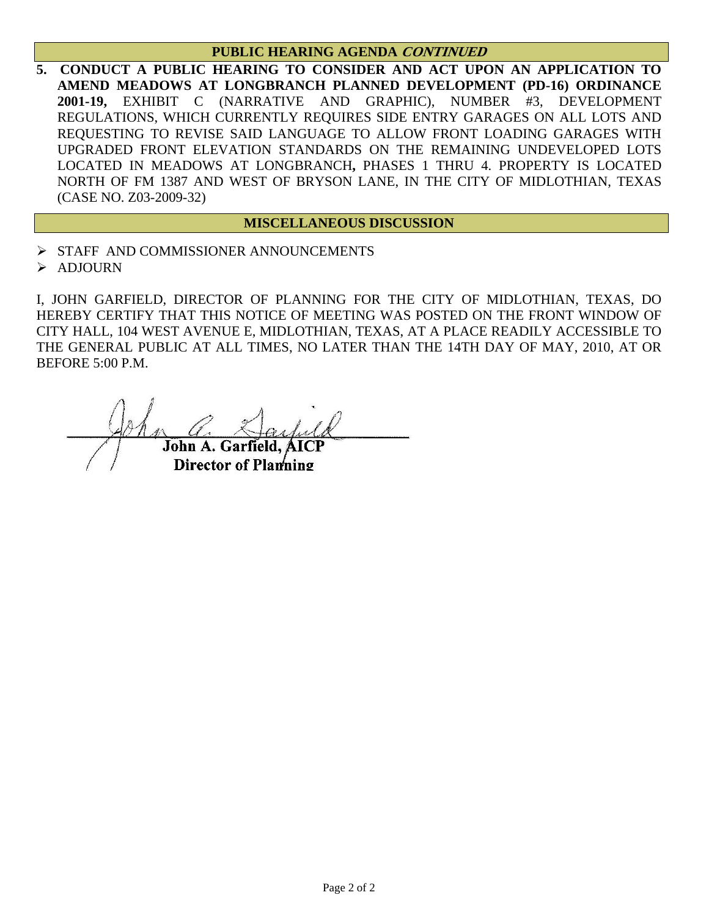## PUBLIC HEARING AGENDA *CONTINUED*

5. **CONDUCT A PUBLIC HEARING TO CONSIDER AND ACT UPON AN APPLICATION TO AMEND MEADOWS AT LONGBRANCH PLANNED DEVELOPMENT (PD-16) ORDINANCE 2001-19,** EXHIBIT C (NARRATIVE AND GRAPHIC), NUMBER #3, DEVELOPMENT REGULATIONS, WHICH CURRENTLY REQUIRES SIDE ENTRY GARAGES ON ALL LOTS AND REQUESTING TO REVISE SAID LANGUAGE TO ALLOW FRONT LOADING GARAGES WITH UPGRADED FRONT ELEVATION STANDARDS ON THE REMAINING UNDEVELOPED LOTS LOCATED IN MEADOWS AT LONGBRANCH**,** PHASES 1 THRU 4. PROPERTY IS LOCATED NORTH OF FM 1387 AND WEST OF BRYSON LANE, IN THE CITY OF MIDLOTHIAN, TEXAS (CASE NO. Z03-2009-32)

## MISCELLANEOUS DISCUSSION

- STAFF AND COMMISSIONER ANNOUNCEMENTS
- ADJOURN

I, JOHN GARFIELD, DIRECTOR OF PLANNING FOR THE CITY OF MIDLOTHIAN, TEXAS, DO HEREBY CERTIFY THAT THIS NOTICE OF MEETING WAS POSTED ON THE FRONT WINDOW OF CITY HALL, 104 WEST AVENUE E, MIDLOTHIAN, TEXAS, AT A PLACE READILY ACCESSIBLE TO THE GENERAL PUBLIC AT ALL TIMES, NO LATER THAN THE 14TH DAY OF MAY, 2010, AT OR BEFORE 5:00 P.M.

**John A. Garfield, AICP**
**Director of Planning**